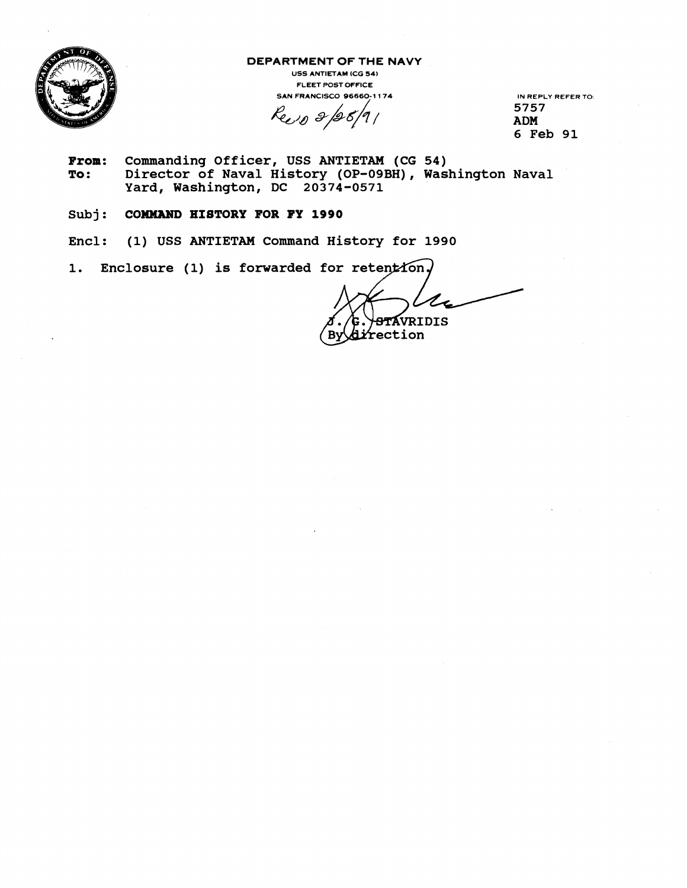**DEPARTMENT OF THE NAVY**
USS ANTIETAM (CG 54)
FLEET POST OFFICE
SAN FRANCISCO 96660-1174

Rec'd 2/28/91

IN REPLY REFER TO:
5757
ADM
6 Feb 91

**From:** Commanding Officer, USS ANTIETAM (CG 54)
**To:** Director of Naval History (OP-09BH), Washington Naval Yard, Washington, DC 20374-0571

Subj: **COMMAND HISTORY FOR FY 1990**

Encl: (1) USS ANTIETAM Command History for 1990

1. Enclosure (1) is forwarded for retention.

J. G. STAVRIDIS
By direction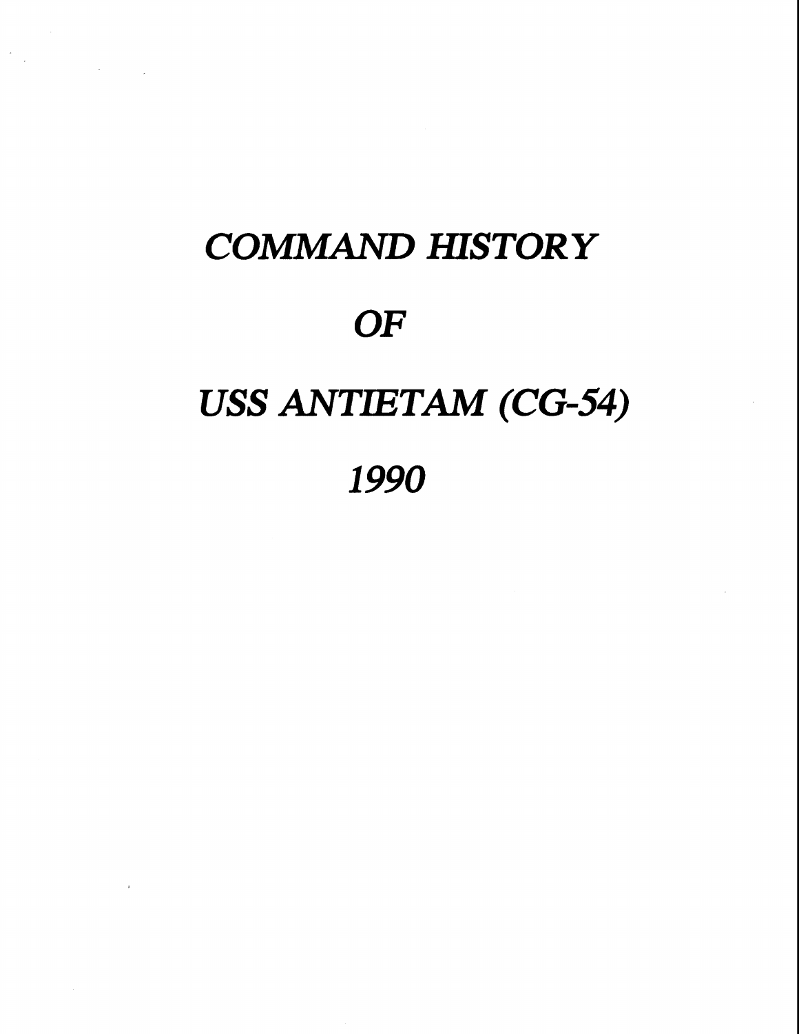# *COMMAND HISTORY*

# *OF*

# *USS ANTIETAM (CG-54)*

# *1990*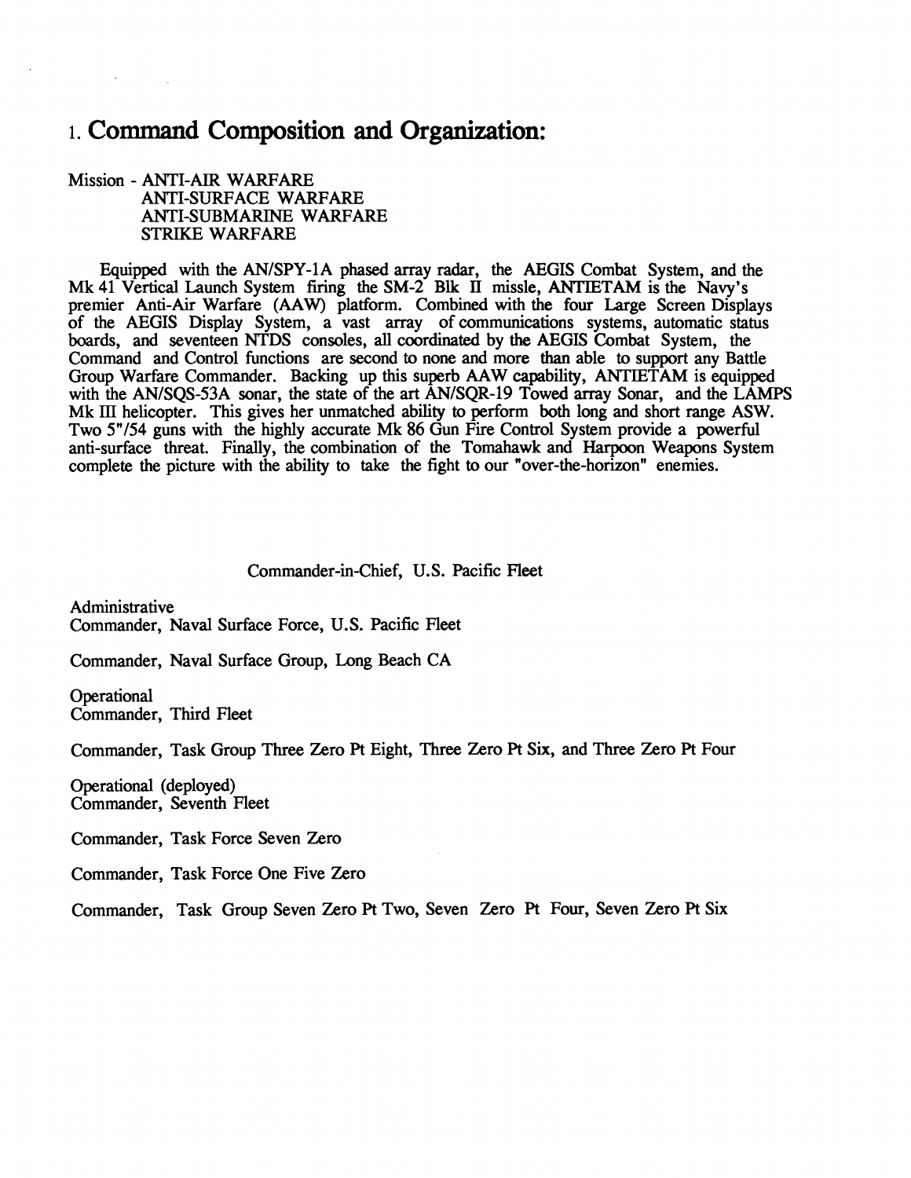# 1. Command Composition and Organization:

Mission - ANTI-AIR WARFARE
ANTI-SURFACE WARFARE
ANTI-SUBMARINE WARFARE
STRIKE WARFARE

Equipped with the AN/SPY-1A phased array radar, the AEGIS Combat System, and the Mk 41 Vertical Launch System firing the SM-2 Blk II missle, ANTIETAM is the Navy's premier Anti-Air Warfare (AAW) platform. Combined with the four Large Screen Displays of the AEGIS Display System, a vast array of communications systems, automatic status boards, and seventeen NTDS consoles, all coordinated by the AEGIS Combat System, the Command and Control functions are second to none and more than able to support any Battle Group Warfare Commander. Backing up this superb AAW capability, ANTIETAM is equipped with the AN/SQS-53A sonar, the state of the art AN/SQR-19 Towed array Sonar, and the LAMPS Mk III helicopter. This gives her unmatched ability to perform both long and short range ASW. Two 5"/54 guns with the highly accurate Mk 86 Gun Fire Control System provide a powerful anti-surface threat. Finally, the combination of the Tomahawk and Harpoon Weapons System complete the picture with the ability to take the fight to our "over-the-horizon" enemies.

Commander-in-Chief, U.S. Pacific Fleet

Administrative
Commander, Naval Surface Force, U.S. Pacific Fleet

Commander, Naval Surface Group, Long Beach CA

Operational
Commander, Third Fleet

Commander, Task Group Three Zero Pt Eight, Three Zero Pt Six, and Three Zero Pt Four

Operational (deployed)
Commander, Seventh Fleet

Commander, Task Force Seven Zero

Commander, Task Force One Five Zero

Commander, Task Group Seven Zero Pt Two, Seven Zero Pt Four, Seven Zero Pt Six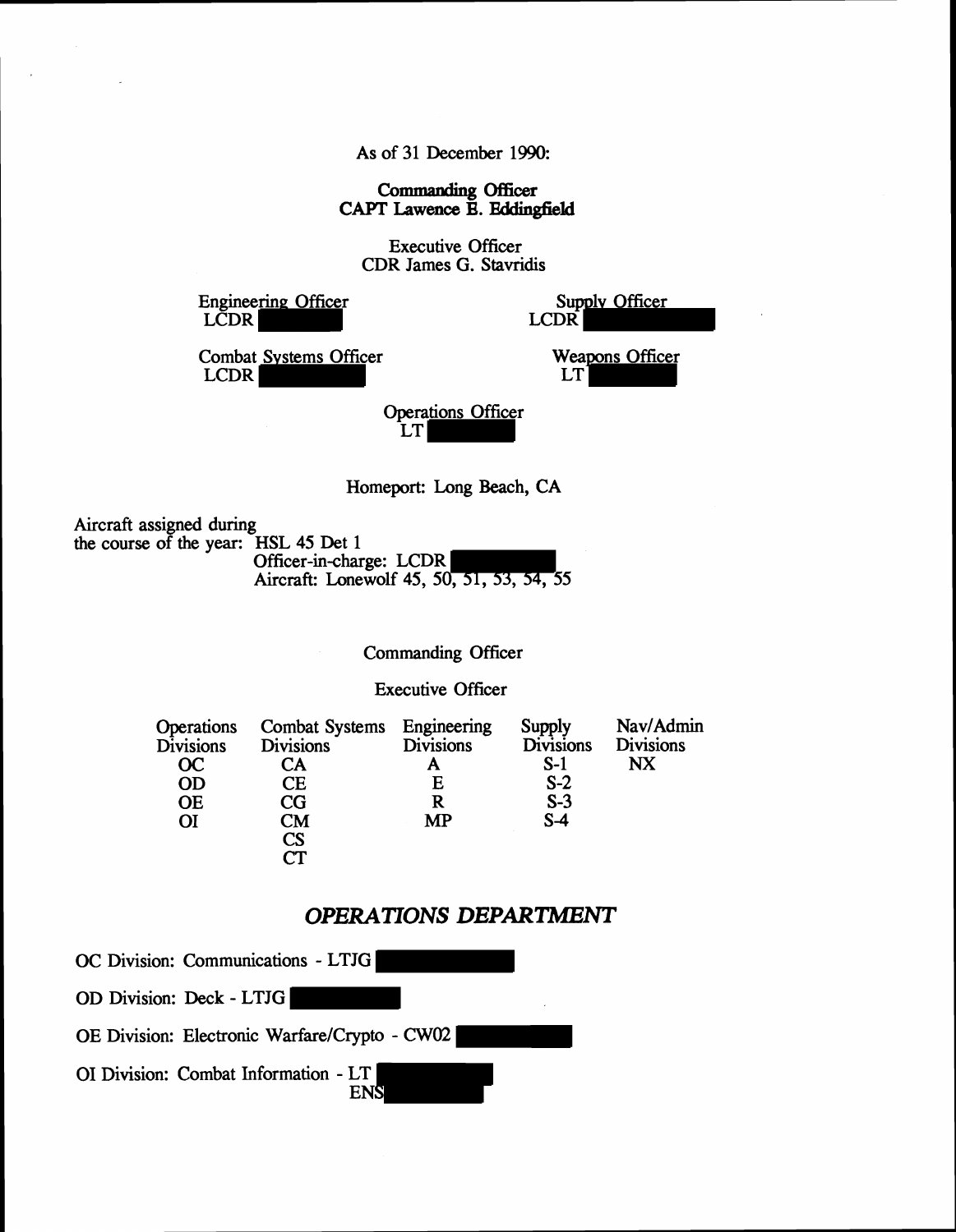As of 31 December 1990:

**Commanding Officer**
**CAPT Lawence E. Eddingfield**

Executive Officer
CDR James G. Stavridis

Engineering Officer
LCDR

Supply Officer
LCDR

Combat Systems Officer
LCDR

Weapons Officer
LT

Operations Officer
LT

Homeport: Long Beach, CA

Aircraft assigned during the course of the year: HSL 45 Det 1
Officer-in-charge: LCDR
Aircraft: Lonewolf 45, 50, 51, 53, 54, 55

Commanding Officer

Executive Officer

| Operations Divisions | Combat Systems Divisions | Engineering Divisions | Supply Divisions | Nav/Admin Divisions |
|---|---|---|---|---|
| OC | CA | A | S-1 | NX |
| OD | CE | E | S-2 | |
| OE | CG | R | S-3 | |
| OI | CM | MP | S-4 | |
| | CS | | | |
| | CT | | | |

## *OPERATIONS DEPARTMENT*

OC Division: Communications - LTJG

OD Division: Deck - LTJG

OE Division: Electronic Warfare/Crypto - CW02

OI Division: Combat Information - LT
ENS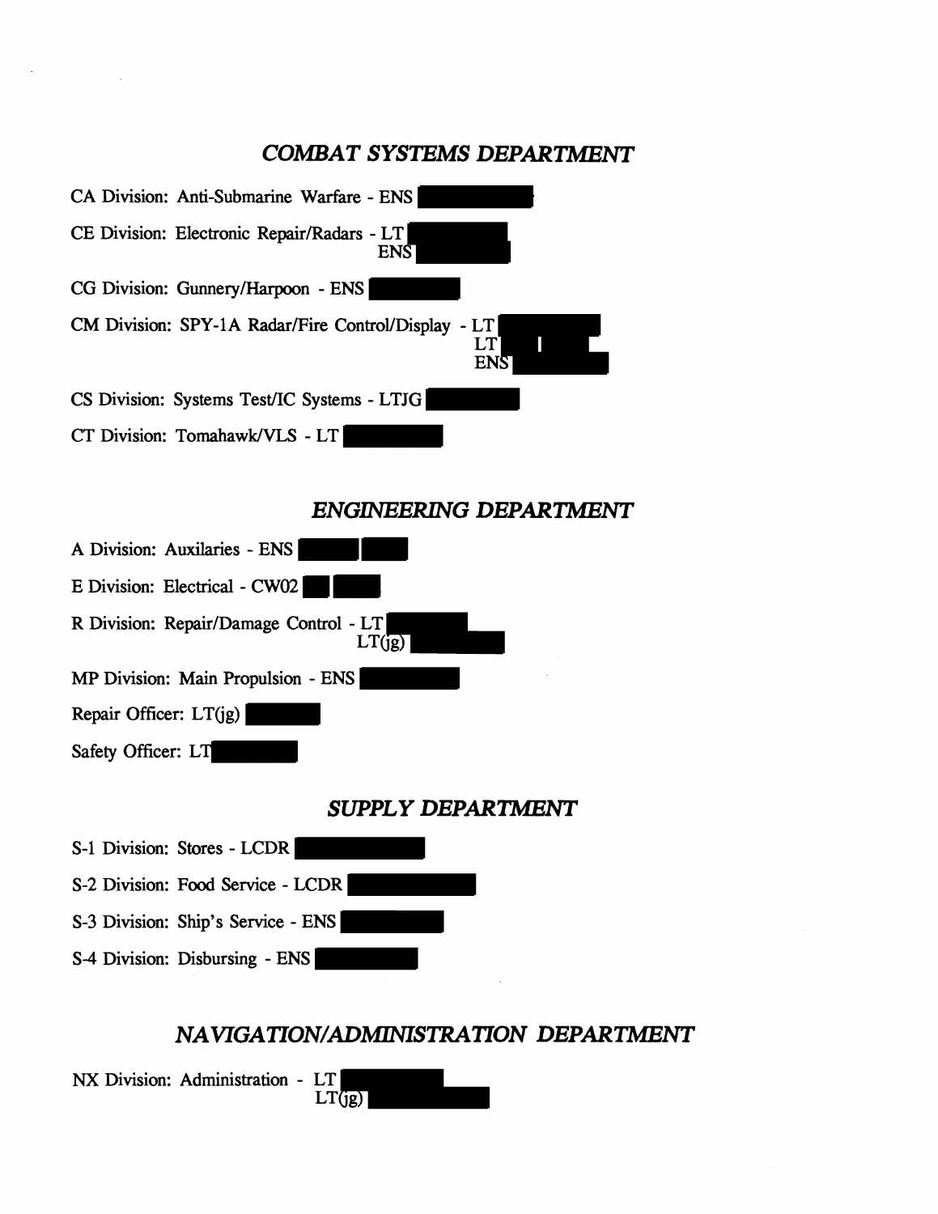## *COMBAT SYSTEMS DEPARTMENT*

CA Division: Anti-Submarine Warfare - ENS

CE Division: Electronic Repair/Radars - LT
ENS

CG Division: Gunnery/Harpoon - ENS

CM Division: SPY-1A Radar/Fire Control/Display - LT
LT
ENS

CS Division: Systems Test/IC Systems - LTJG

CT Division: Tomahawk/VLS - LT

## *ENGINEERING DEPARTMENT*

A Division: Auxilaries - ENS

E Division: Electrical - CW02

R Division: Repair/Damage Control - LT
LT(jg)

MP Division: Main Propulsion - ENS

Repair Officer: LT(jg)

Safety Officer: LT

## *SUPPLY DEPARTMENT*

S-1 Division: Stores - LCDR

S-2 Division: Food Service - LCDR

S-3 Division: Ship's Service - ENS

S-4 Division: Disbursing - ENS

## *NAVIGATION/ADMINISTRATION DEPARTMENT*

NX Division: Administration - LT
LT(jg)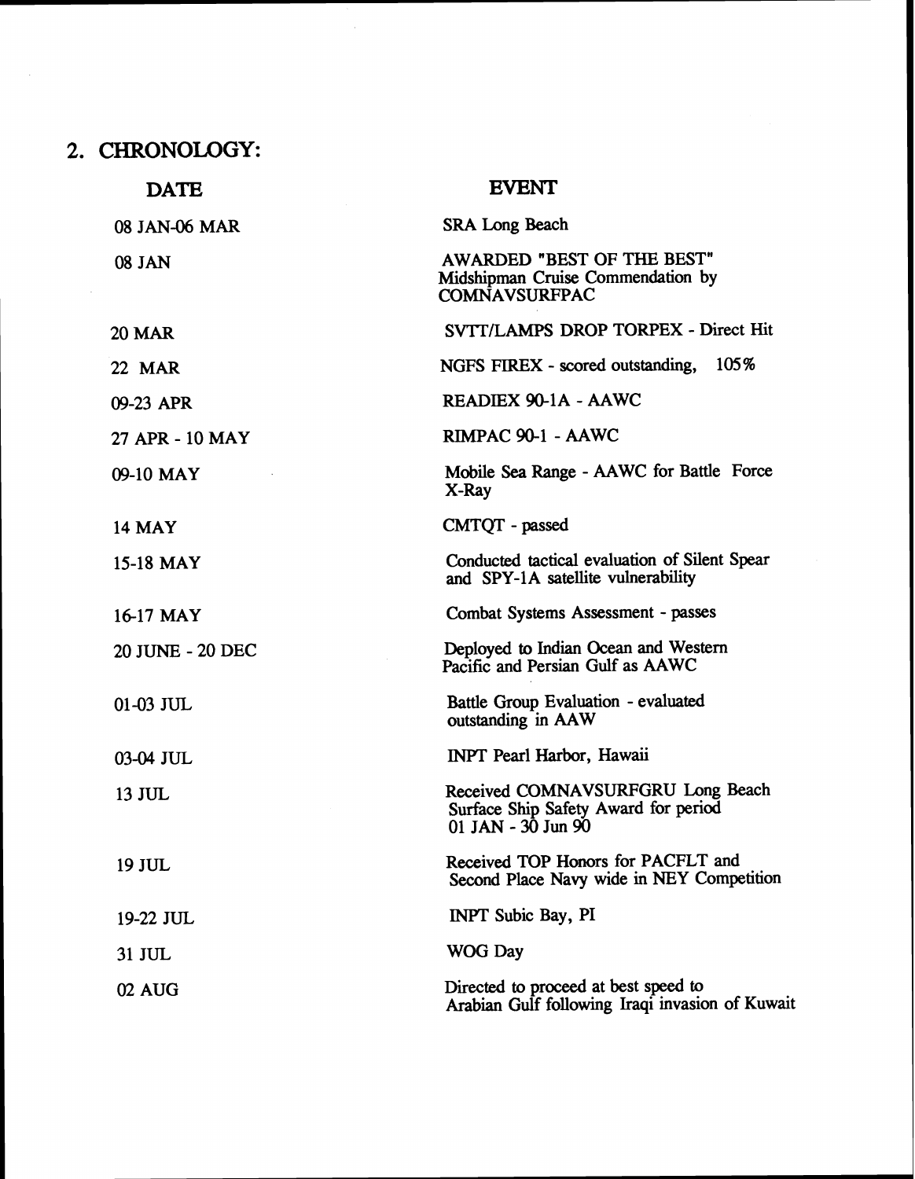## 2. CHRONOLOGY:

| DATE | EVENT |
|---|---|
| 08 JAN-06 MAR | SRA Long Beach |
| 08 JAN | AWARDED "BEST OF THE BEST" Midshipman Cruise Commendation by COMNAVSURFPAC |
| 20 MAR | SVTT/LAMPS DROP TORPEX - Direct Hit |
| 22 MAR | NGFS FIREX - scored outstanding, 105% |
| 09-23 APR | READIEX 90-1A - AAWC |
| 27 APR - 10 MAY | RIMPAC 90-1 - AAWC |
| 09-10 MAY | Mobile Sea Range - AAWC for Battle Force X-Ray |
| 14 MAY | CMTQT - passed |
| 15-18 MAY | Conducted tactical evaluation of Silent Spear and SPY-1A satellite vulnerability |
| 16-17 MAY | Combat Systems Assessment - passes |
| 20 JUNE - 20 DEC | Deployed to Indian Ocean and Western Pacific and Persian Gulf as AAWC |
| 01-03 JUL | Battle Group Evaluation - evaluated outstanding in AAW |
| 03-04 JUL | INPT Pearl Harbor, Hawaii |
| 13 JUL | Received COMNAVSURFGRU Long Beach Surface Ship Safety Award for period 01 JAN - 30 Jun 90 |
| 19 JUL | Received TOP Honors for PACFLT and Second Place Navy wide in NEY Competition |
| 19-22 JUL | INPT Subic Bay, PI |
| 31 JUL | WOG Day |
| 02 AUG | Directed to proceed at best speed to Arabian Gulf following Iraqi invasion of Kuwait |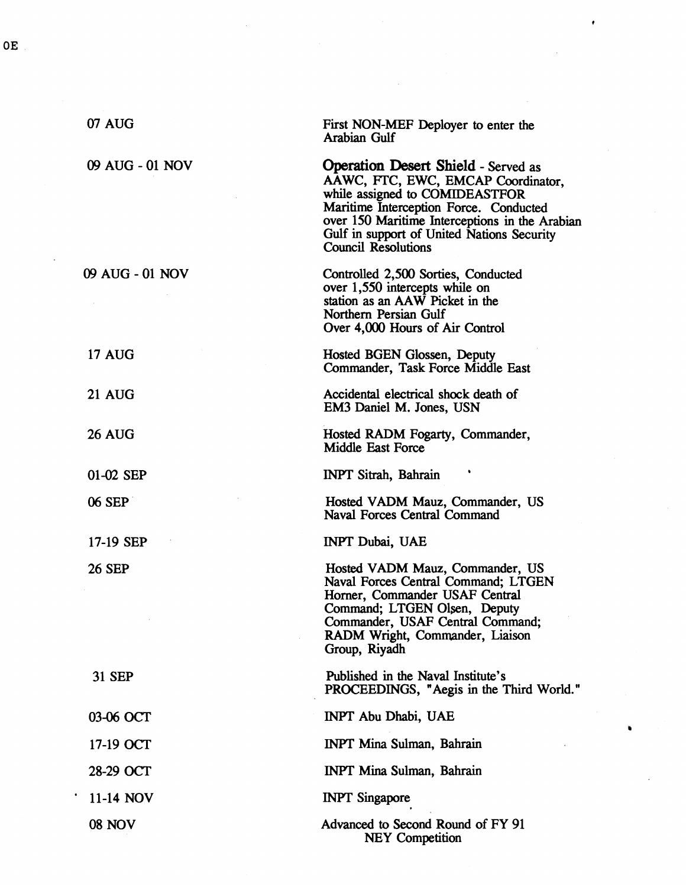| | |
|---|---|
| 07 AUG | First NON-MEF Deployer to enter the Arabian Gulf |
| 09 AUG - 01 NOV | **Operation Desert Shield** - Served as AAWC, FTC, EWC, EMCAP Coordinator, while assigned to COMIDEASTFOR Maritime Interception Force. Conducted over 150 Maritime Interceptions in the Arabian Gulf in support of United Nations Security Council Resolutions |
| 09 AUG - 01 NOV | Controlled 2,500 Sorties, Conducted over 1,550 intercepts while on station as an AAW Picket in the Northern Persian Gulf Over 4,000 Hours of Air Control |
| 17 AUG | Hosted BGEN Glossen, Deputy Commander, Task Force Middle East |
| 21 AUG | Accidental electrical shock death of EM3 Daniel M. Jones, USN |
| 26 AUG | Hosted RADM Fogarty, Commander, Middle East Force |
| 01-02 SEP | INPT Sitrah, Bahrain |
| 06 SEP | Hosted VADM Mauz, Commander, US Naval Forces Central Command |
| 17-19 SEP | INPT Dubai, UAE |
| 26 SEP | Hosted VADM Mauz, Commander, US Naval Forces Central Command; LTGEN Horner, Commander USAF Central Command; LTGEN Olsen, Deputy Commander, USAF Central Command; RADM Wright, Commander, Liaison Group, Riyadh |
| 31 SEP | Published in the Naval Institute's PROCEEDINGS, "Aegis in the Third World." |
| 03-06 OCT | INPT Abu Dhabi, UAE |
| 17-19 OCT | INPT Mina Sulman, Bahrain |
| 28-29 OCT | INPT Mina Sulman, Bahrain |
| 11-14 NOV | INPT Singapore |
| 08 NOV | Advanced to Second Round of FY 91 NEY Competition |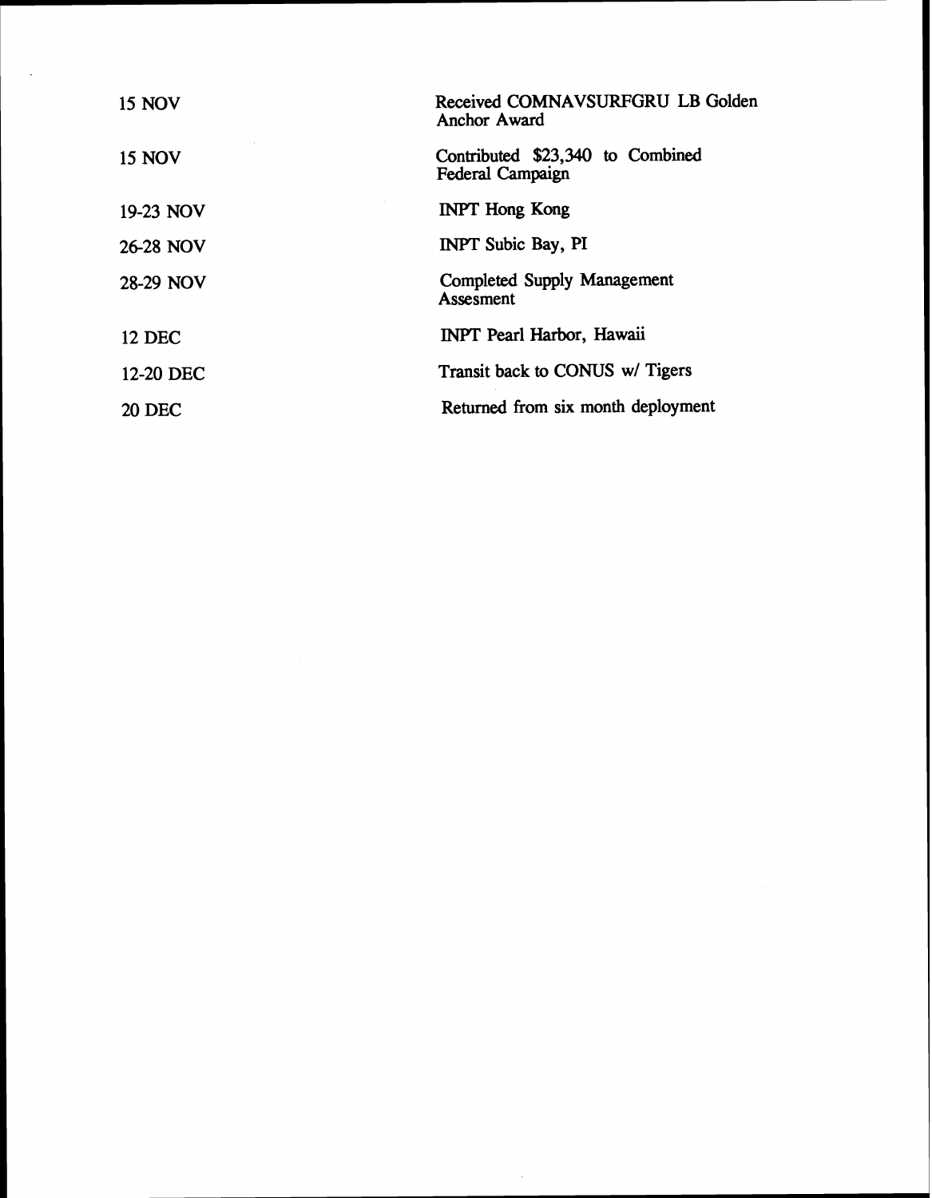| | |
|---|---|
| 15 NOV | Received COMNAVSURFGRU LB Golden Anchor Award |
| 15 NOV | Contributed $23,340 to Combined Federal Campaign |
| 19-23 NOV | INPT Hong Kong |
| 26-28 NOV | INPT Subic Bay, PI |
| 28-29 NOV | Completed Supply Management Assesment |
| 12 DEC | INPT Pearl Harbor, Hawaii |
| 12-20 DEC | Transit back to CONUS w/ Tigers |
| 20 DEC | Returned from six month deployment |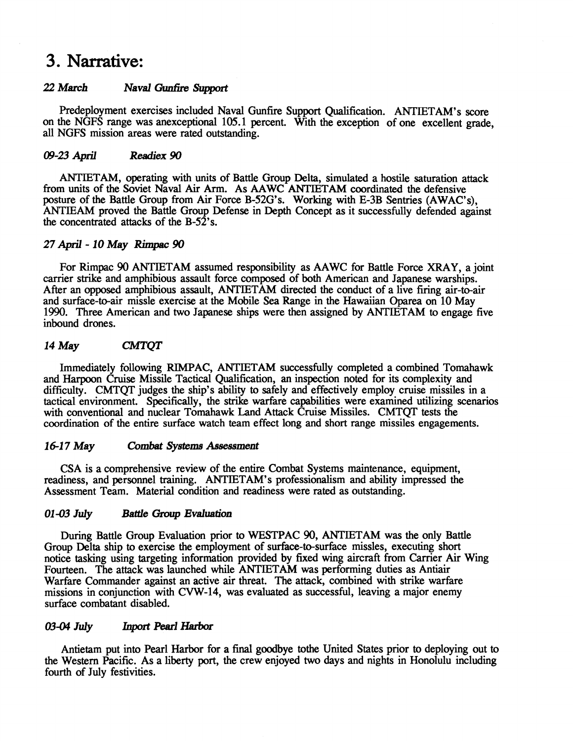# 3. Narrative:

### *22 March* *Naval Gunfire Support*

Predeployment exercises included Naval Gunfire Support Qualification. ANTIETAM's score on the NGFS range was anexceptional 105.1 percent. With the exception of one excellent grade, all NGFS mission areas were rated outstanding.

### *09-23 April* *Readiex 90*

ANTIETAM, operating with units of Battle Group Delta, simulated a hostile saturation attack from units of the Soviet Naval Air Arm. As AAWC ANTIETAM coordinated the defensive posture of the Battle Group from Air Force B-52G's. Working with E-3B Sentries (AWAC's), ANTIEAM proved the Battle Group Defense in Depth Concept as it successfully defended against the concentrated attacks of the B-52's.

### *27 April - 10 May* *Rimpac 90*

For Rimpac 90 ANTIETAM assumed responsibility as AAWC for Battle Force XRAY, a joint carrier strike and amphibious assault force composed of both American and Japanese warships. After an opposed amphibious assault, ANTIETAM directed the conduct of a live firing air-to-air and surface-to-air missle exercise at the Mobile Sea Range in the Hawaiian Oparea on 10 May 1990. Three American and two Japanese ships were then assigned by ANTIETAM to engage five inbound drones.

### *14 May* *CMTQT*

Immediately following RIMPAC, ANTIETAM successfully completed a combined Tomahawk and Harpoon Cruise Missile Tactical Qualification, an inspection noted for its complexity and difficulty. CMTQT judges the ship's ability to safely and effectively employ cruise missiles in a tactical environment. Specifically, the strike warfare capabilities were examined utilizing scenarios with conventional and nuclear Tomahawk Land Attack Cruise Missiles. CMTQT tests the coordination of the entire surface watch team effect long and short range missiles engagements.

### *16-17 May* *Combat Systems Assessment*

CSA is a comprehensive review of the entire Combat Systems maintenance, equipment, readiness, and personnel training. ANTIETAM's professionalism and ability impressed the Assessment Team. Material condition and readiness were rated as outstanding.

### *01-03 July* *Battle Group Evaluation*

During Battle Group Evaluation prior to WESTPAC 90, ANTIETAM was the only Battle Group Delta ship to exercise the employment of surface-to-surface missles, executing short notice tasking using targeting information provided by fixed wing aircraft from Carrier Air Wing Fourteen. The attack was launched while ANTIETAM was performing duties as Antiair Warfare Commander against an active air threat. The attack, combined with strike warfare missions in conjunction with CVW-14, was evaluated as successful, leaving a major enemy surface combatant disabled.

### *03-04 July* *Inport Pearl Harbor*

Antietam put into Pearl Harbor for a final goodbye tothe United States prior to deploying out to the Western Pacific. As a liberty port, the crew enjoyed two days and nights in Honolulu including fourth of July festivities.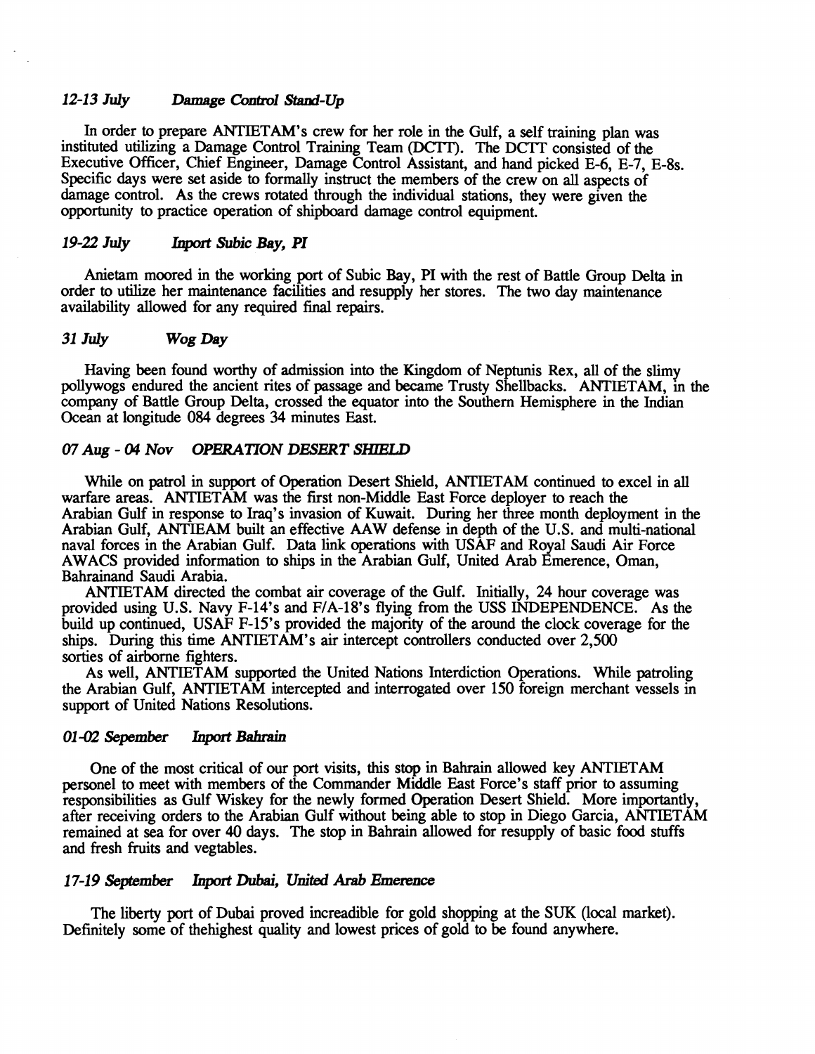### *12-13 July* *Damage Control Stand-Up*

In order to prepare ANTIETAM's crew for her role in the Gulf, a self training plan was instituted utilizing a Damage Control Training Team (DCTT). The DCTT consisted of the Executive Officer, Chief Engineer, Damage Control Assistant, and hand picked E-6, E-7, E-8s. Specific days were set aside to formally instruct the members of the crew on all aspects of damage control. As the crews rotated through the individual stations, they were given the opportunity to practice operation of shipboard damage control equipment.

### *19-22 July* *Inport Subic Bay, PI*

Anietam moored in the working port of Subic Bay, PI with the rest of Battle Group Delta in order to utilize her maintenance facilities and resupply her stores. The two day maintenance availability allowed for any required final repairs.

### *31 July* *Wog Day*

Having been found worthy of admission into the Kingdom of Neptunis Rex, all of the slimy pollywogs endured the ancient rites of passage and became Trusty Shellbacks. ANTIETAM, in the company of Battle Group Delta, crossed the equator into the Southern Hemisphere in the Indian Ocean at longitude 084 degrees 34 minutes East.

### *07 Aug - 04 Nov* *OPERATION DESERT SHIELD*

While on patrol in support of Operation Desert Shield, ANTIETAM continued to excel in all warfare areas. ANTIETAM was the first non-Middle East Force deployer to reach the Arabian Gulf in response to Iraq's invasion of Kuwait. During her three month deployment in the Arabian Gulf, ANTIEAM built an effective AAW defense in depth of the U.S. and multi-national naval forces in the Arabian Gulf. Data link operations with USAF and Royal Saudi Air Force AWACS provided information to ships in the Arabian Gulf, United Arab Emerence, Oman, Bahrainand Saudi Arabia.

ANTIETAM directed the combat air coverage of the Gulf. Initially, 24 hour coverage was provided using U.S. Navy F-14's and F/A-18's flying from the USS INDEPENDENCE. As the build up continued, USAF F-15's provided the majority of the around the clock coverage for the ships. During this time ANTIETAM's air intercept controllers conducted over 2,500 sorties of airborne fighters.

As well, ANTIETAM supported the United Nations Interdiction Operations. While patroling the Arabian Gulf, ANTIETAM intercepted and interrogated over 150 foreign merchant vessels in support of United Nations Resolutions.

### *01-02 Sepember* *Inport Bahrain*

One of the most critical of our port visits, this stop in Bahrain allowed key ANTIETAM personel to meet with members of the Commander Middle East Force's staff prior to assuming responsibilities as Gulf Wiskey for the newly formed Operation Desert Shield. More importantly, after receiving orders to the Arabian Gulf without being able to stop in Diego Garcia, ANTIETAM remained at sea for over 40 days. The stop in Bahrain allowed for resupply of basic food stuffs and fresh fruits and vegtables.

### *17-19 September* *Inport Dubai, United Arab Emerence*

The liberty port of Dubai proved increadible for gold shopping at the SUK (local market). Definitely some of thehighest quality and lowest prices of gold to be found anywhere.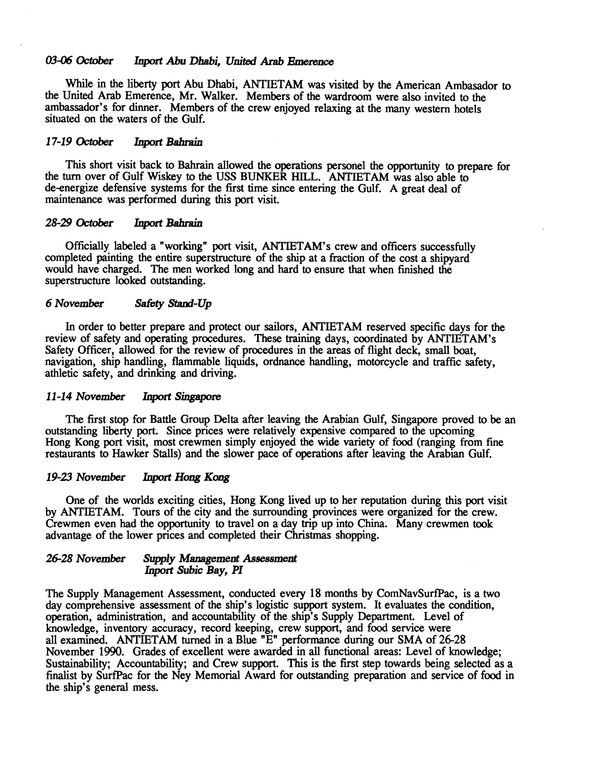### *03-06 October* *Inport Abu Dhabi, United Arab Emerence*

While in the liberty port Abu Dhabi, ANTIETAM was visited by the American Ambasador to the United Arab Emerence, Mr. Walker. Members of the wardroom were also invited to the ambassador's for dinner. Members of the crew enjoyed relaxing at the many western hotels situated on the waters of the Gulf.

### *17-19 October* *Inport Bahrain*

This short visit back to Bahrain allowed the operations personel the opportunity to prepare for the turn over of Gulf Wiskey to the USS BUNKER HILL. ANTIETAM was also able to de-energize defensive systems for the first time since entering the Gulf. A great deal of maintenance was performed during this port visit.

### *28-29 October* *Inport Bahrain*

Officially labeled a "working" port visit, ANTIETAM's crew and officers successfully completed painting the entire superstructure of the ship at a fraction of the cost a shipyard would have charged. The men worked long and hard to ensure that when finished the superstructure looked outstanding.

### *6 November* *Safety Stand-Up*

In order to better prepare and protect our sailors, ANTIETAM reserved specific days for the review of safety and operating procedures. These training days, coordinated by ANTIETAM's Safety Officer, allowed for the review of procedures in the areas of flight deck, small boat, navigation, ship handling, flammable liquids, ordnance handling, motorcycle and traffic safety, athletic safety, and drinking and driving.

### *11-14 November* *Inport Singapore*

The first stop for Battle Group Delta after leaving the Arabian Gulf, Singapore proved to be an outstanding liberty port. Since prices were relatively expensive compared to the upcoming Hong Kong port visit, most crewmen simply enjoyed the wide variety of food (ranging from fine restaurants to Hawker Stalls) and the slower pace of operations after leaving the Arabian Gulf.

### *19-23 November* *Inport Hong Kong*

One of the worlds exciting cities, Hong Kong lived up to her reputation during this port visit by ANTIETAM. Tours of the city and the surrounding provinces were organized for the crew. Crewmen even had the opportunity to travel on a day trip up into China. Many crewmen took advantage of the lower prices and completed their Christmas shopping.

### *26-28 November* *Supply Management Assessment* *Inport Subic Bay, PI*

The Supply Management Assessment, conducted every 18 months by ComNavSurfPac, is a two day comprehensive assessment of the ship's logistic support system. It evaluates the condition, operation, administration, and accountability of the ship's Supply Department. Level of knowledge, inventory accuracy, record keeping, crew support, and food service were all examined. ANTIETAM turned in a Blue "E" performance during our SMA of 26-28 November 1990. Grades of excellent were awarded in all functional areas: Level of knowledge; Sustainability; Accountability; and Crew support. This is the first step towards being selected as a finalist by SurfPac for the Ney Memorial Award for outstanding preparation and service of food in the ship's general mess.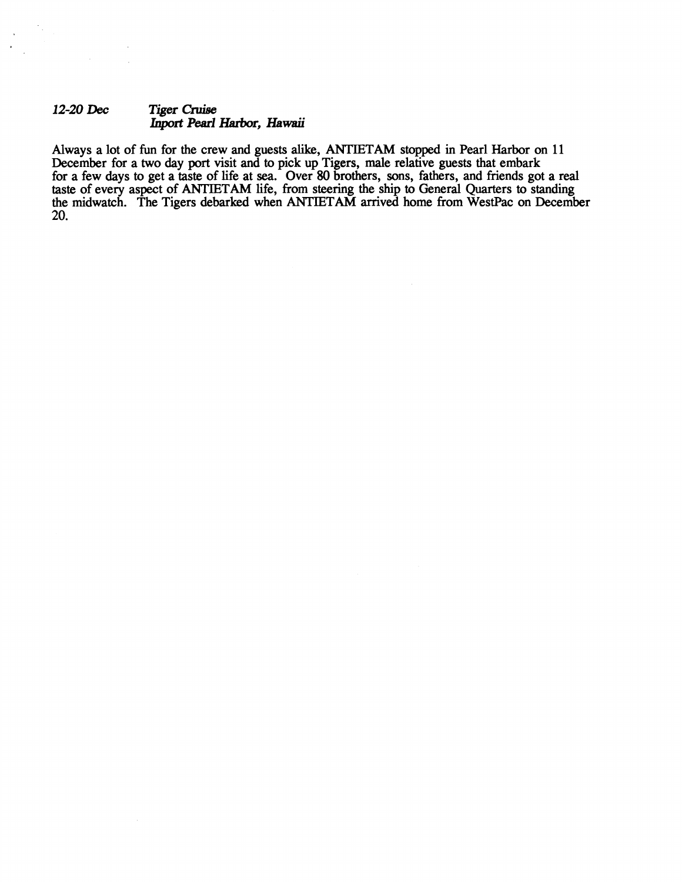*12-20 Dec* *Tiger Cruise*
*Inport Pearl Harbor, Hawaii*

Always a lot of fun for the crew and guests alike, ANTIETAM stopped in Pearl Harbor on 11 December for a two day port visit and to pick up Tigers, male relative guests that embark for a few days to get a taste of life at sea. Over 80 brothers, sons, fathers, and friends got a real taste of every aspect of ANTIETAM life, from steering the ship to General Quarters to standing the midwatch. The Tigers debarked when ANTIETAM arrived home from WestPac on December 20.